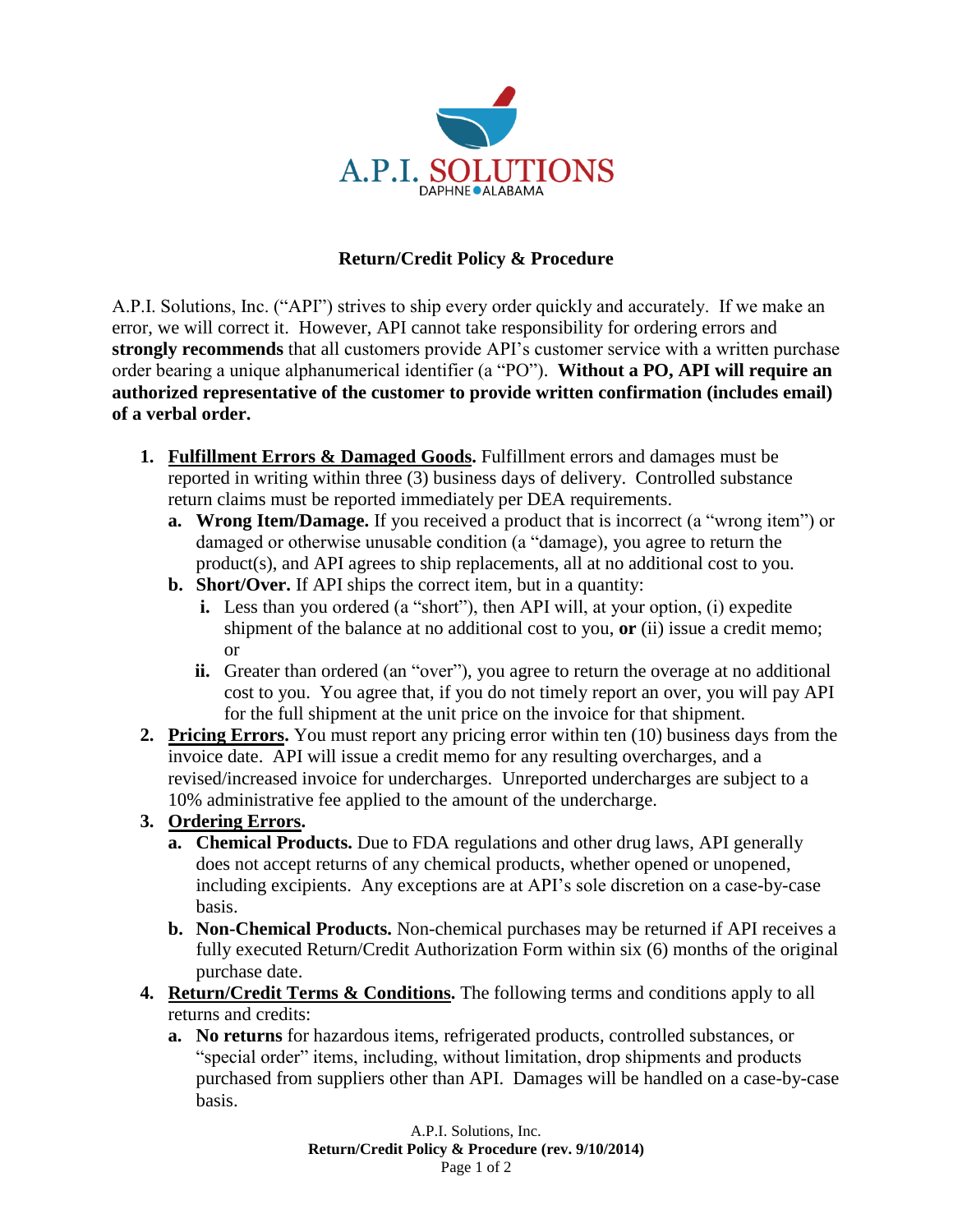A.P.I. SOLUTIONS

DAPHNE ALABAMA

## Return/Credit Policy & Procedure

A.P.I. Solutions, Inc. ("API") strives to ship every order quickly and accurately. If we make an error, we will correct it. However, API cannot take responsibility for ordering errors and **strongly recommends** that all customers provide API's customer service with a written purchase order bearing a unique alphanumerical identifier (a "PO"). **Without a PO, API will require an authorized representative of the customer to provide written confirmation (includes email) of a verbal order.**

1. **<u>Fulfillment Errors & Damaged Goods</u>.** Fulfillment errors and damages must be reported in writing within three (3) business days of delivery. Controlled substance return claims must be reported immediately per DEA requirements.
   a. **Wrong Item/Damage.** If you received a product that is incorrect (a "wrong item") or damaged or otherwise unusable condition (a "damage), you agree to return the product(s), and API agrees to ship replacements, all at no additional cost to you.
   b. **Short/Over.** If API ships the correct item, but in a quantity:
      i. Less than you ordered (a "short"), then API will, at your option, (i) expedite shipment of the balance at no additional cost to you, **or** (ii) issue a credit memo; or
      ii. Greater than ordered (an "over"), you agree to return the overage at no additional cost to you. You agree that, if you do not timely report an over, you will pay API for the full shipment at the unit price on the invoice for that shipment.
2. **<u>Pricing Errors</u>.** You must report any pricing error within ten (10) business days from the invoice date. API will issue a credit memo for any resulting overcharges, and a revised/increased invoice for undercharges. Unreported undercharges are subject to a 10% administrative fee applied to the amount of the undercharge.
3. **<u>Ordering Errors</u>.**
   a. **Chemical Products.** Due to FDA regulations and other drug laws, API generally does not accept returns of any chemical products, whether opened or unopened, including excipients. Any exceptions are at API's sole discretion on a case-by-case basis.
   b. **Non-Chemical Products.** Non-chemical purchases may be returned if API receives a fully executed Return/Credit Authorization Form within six (6) months of the original purchase date.
4. **<u>Return/Credit Terms & Conditions</u>.** The following terms and conditions apply to all returns and credits:
   a. **No returns** for hazardous items, refrigerated products, controlled substances, or "special order" items, including, without limitation, drop shipments and products purchased from suppliers other than API. Damages will be handled on a case-by-case basis.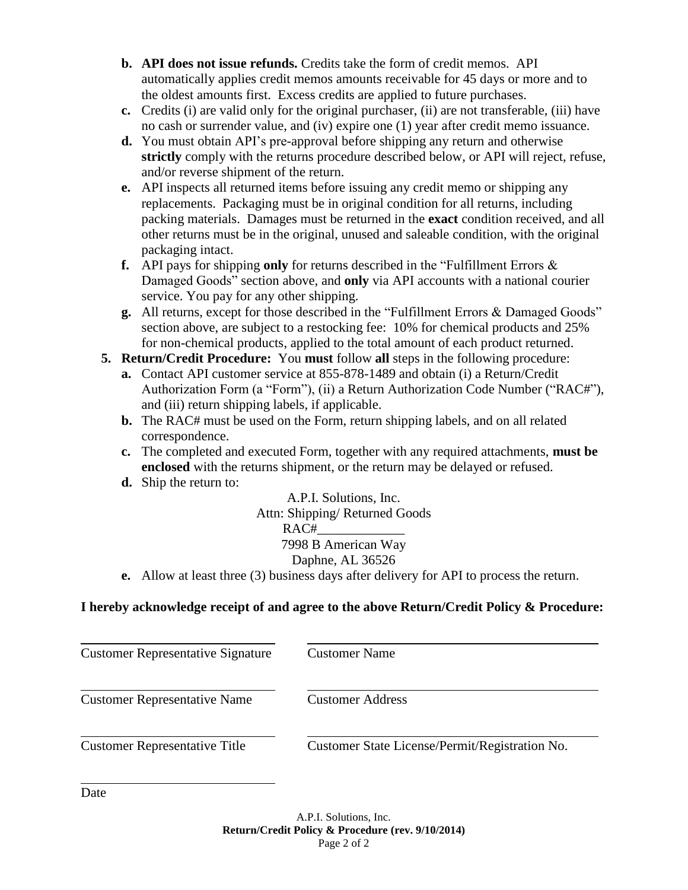- **b. API does not issue refunds.** Credits take the form of credit memos. API automatically applies credit memos amounts receivable for 45 days or more and to the oldest amounts first. Excess credits are applied to future purchases.
- **c.** Credits (i) are valid only for the original purchaser, (ii) are not transferable, (iii) have no cash or surrender value, and (iv) expire one (1) year after credit memo issuance.
- **d.** You must obtain API's pre-approval before shipping any return and otherwise **strictly** comply with the returns procedure described below, or API will reject, refuse, and/or reverse shipment of the return.
- **e.** API inspects all returned items before issuing any credit memo or shipping any replacements. Packaging must be in original condition for all returns, including packing materials. Damages must be returned in the **exact** condition received, and all other returns must be in the original, unused and saleable condition, with the original packaging intact.
- **f.** API pays for shipping **only** for returns described in the "Fulfillment Errors & Damaged Goods" section above, and **only** via API accounts with a national courier service. You pay for any other shipping.
- **g.** All returns, except for those described in the "Fulfillment Errors & Damaged Goods" section above, are subject to a restocking fee: 10% for chemical products and 25% for non-chemical products, applied to the total amount of each product returned.

**5. Return/Credit Procedure:** You **must** follow **all** steps in the following procedure:

- **a.** Contact API customer service at 855-878-1489 and obtain (i) a Return/Credit Authorization Form (a "Form"), (ii) a Return Authorization Code Number ("RAC#"), and (iii) return shipping labels, if applicable.
- **b.** The RAC# must be used on the Form, return shipping labels, and on all related correspondence.
- **c.** The completed and executed Form, together with any required attachments, **must be enclosed** with the returns shipment, or the return may be delayed or refused.
- **d.** Ship the return to:

  A.P.I. Solutions, Inc.
  Attn: Shipping/ Returned Goods
  RAC#_____________
  7998 B American Way
  Daphne, AL 36526

- **e.** Allow at least three (3) business days after delivery for API to process the return.

**I hereby acknowledge receipt of and agree to the above Return/Credit Policy & Procedure:**

| | |
|---|---|
| Customer Representative Signature | Customer Name |
| Customer Representative Name | Customer Address |
| Customer Representative Title | Customer State License/Permit/Registration No. |
| Date | |

A.P.I. Solutions, Inc.
**Return/Credit Policy & Procedure (rev. 9/10/2014)**